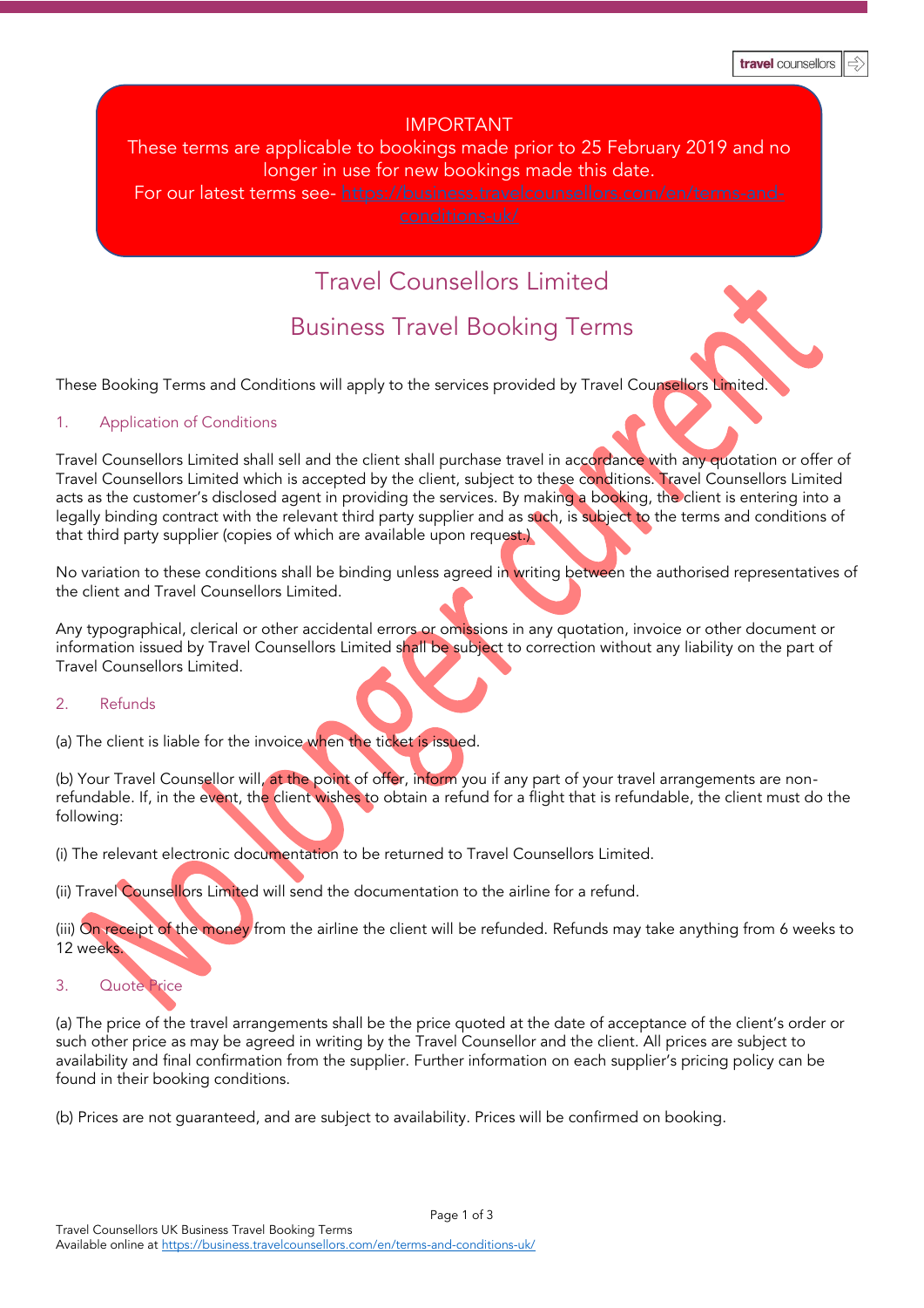IMPORTANT

These terms are applicable to bookings made prior to 25 February 2019 and no longer in use for new bookings made this date.

For our latest terms see- https://business.travelcounsellors.com/en/terms-and-conditions-uk/

No longer current

# Travel Counsellors Limited

## Business Travel Booking Terms

These Booking Terms and Conditions will apply to the services provided by Travel Counsellors Limited.

### 1. Application of Conditions

Travel Counsellors Limited shall sell and the client shall purchase travel in accordance with any quotation or offer of Travel Counsellors Limited which is accepted by the client, subject to these conditions. Travel Counsellors Limited acts as the customer's disclosed agent in providing the services. By making a booking, the client is entering into a legally binding contract with the relevant third party supplier and as such, is subject to the terms and conditions of that third party supplier (copies of which are available upon request.)

No variation to these conditions shall be binding unless agreed in writing between the authorised representatives of the client and Travel Counsellors Limited.

Any typographical, clerical or other accidental errors or omissions in any quotation, invoice or other document or information issued by Travel Counsellors Limited shall be subject to correction without any liability on the part of Travel Counsellors Limited.

### 2. Refunds

(a) The client is liable for the invoice when the ticket is issued.

(b) Your Travel Counsellor will, at the point of offer, inform you if any part of your travel arrangements are non-refundable. If, in the event, the client wishes to obtain a refund for a flight that is refundable, the client must do the following:

(i) The relevant electronic documentation to be returned to Travel Counsellors Limited.

(ii) Travel Counsellors Limited will send the documentation to the airline for a refund.

(iii) On receipt of the money from the airline the client will be refunded. Refunds may take anything from 6 weeks to 12 weeks.

### 3. Quote Price

(a) The price of the travel arrangements shall be the price quoted at the date of acceptance of the client's order or such other price as may be agreed in writing by the Travel Counsellor and the client. All prices are subject to availability and final confirmation from the supplier. Further information on each supplier's pricing policy can be found in their booking conditions.

(b) Prices are not guaranteed, and are subject to availability. Prices will be confirmed on booking.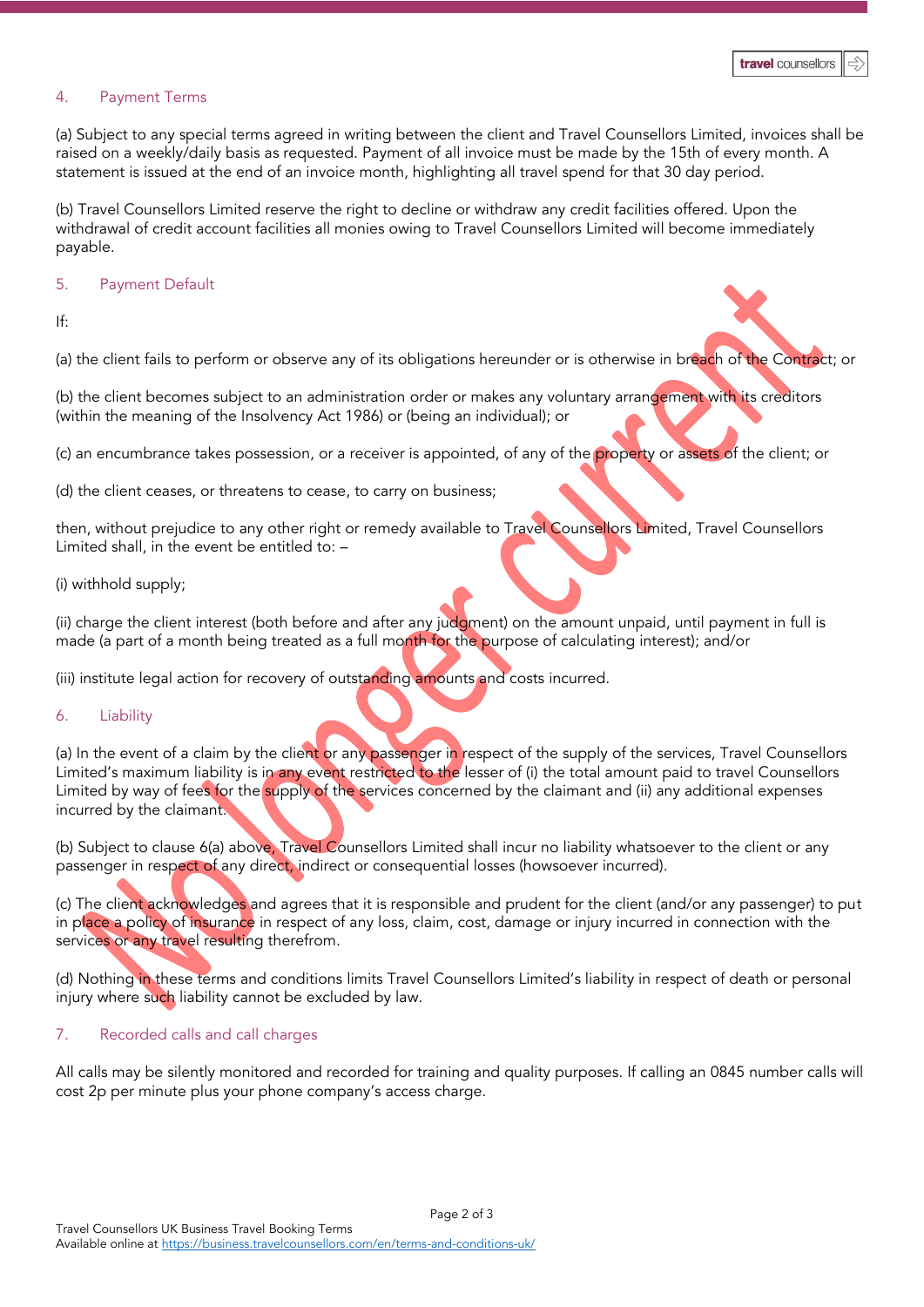## 4. Payment Terms

(a) Subject to any special terms agreed in writing between the client and Travel Counsellors Limited, invoices shall be raised on a weekly/daily basis as requested. Payment of all invoice must be made by the 15th of every month. A statement is issued at the end of an invoice month, highlighting all travel spend for that 30 day period.

(b) Travel Counsellors Limited reserve the right to decline or withdraw any credit facilities offered. Upon the withdrawal of credit account facilities all monies owing to Travel Counsellors Limited will become immediately payable.

## 5. Payment Default

If:

(a) the client fails to perform or observe any of its obligations hereunder or is otherwise in breach of the Contract; or

(b) the client becomes subject to an administration order or makes any voluntary arrangement with its creditors (within the meaning of the Insolvency Act 1986) or (being an individual); or

(c) an encumbrance takes possession, or a receiver is appointed, of any of the property or assets of the client; or

(d) the client ceases, or threatens to cease, to carry on business;

then, without prejudice to any other right or remedy available to Travel Counsellors Limited, Travel Counsellors Limited shall, in the event be entitled to: –

(i) withhold supply;

(ii) charge the client interest (both before and after any judgment) on the amount unpaid, until payment in full is made (a part of a month being treated as a full month for the purpose of calculating interest); and/or

(iii) institute legal action for recovery of outstanding amounts and costs incurred.

## 6. Liability

(a) In the event of a claim by the client or any passenger in respect of the supply of the services, Travel Counsellors Limited's maximum liability is in any event restricted to the lesser of (i) the total amount paid to travel Counsellors Limited by way of fees for the supply of the services concerned by the claimant and (ii) any additional expenses incurred by the claimant.

(b) Subject to clause 6(a) above, Travel Counsellors Limited shall incur no liability whatsoever to the client or any passenger in respect of any direct, indirect or consequential losses (howsoever incurred).

(c) The client acknowledges and agrees that it is responsible and prudent for the client (and/or any passenger) to put in place a policy of insurance in respect of any loss, claim, cost, damage or injury incurred in connection with the services or any travel resulting therefrom.

(d) Nothing in these terms and conditions limits Travel Counsellors Limited's liability in respect of death or personal injury where such liability cannot be excluded by law.

## 7. Recorded calls and call charges

All calls may be silently monitored and recorded for training and quality purposes. If calling an 0845 number calls will cost 2p per minute plus your phone company's access charge.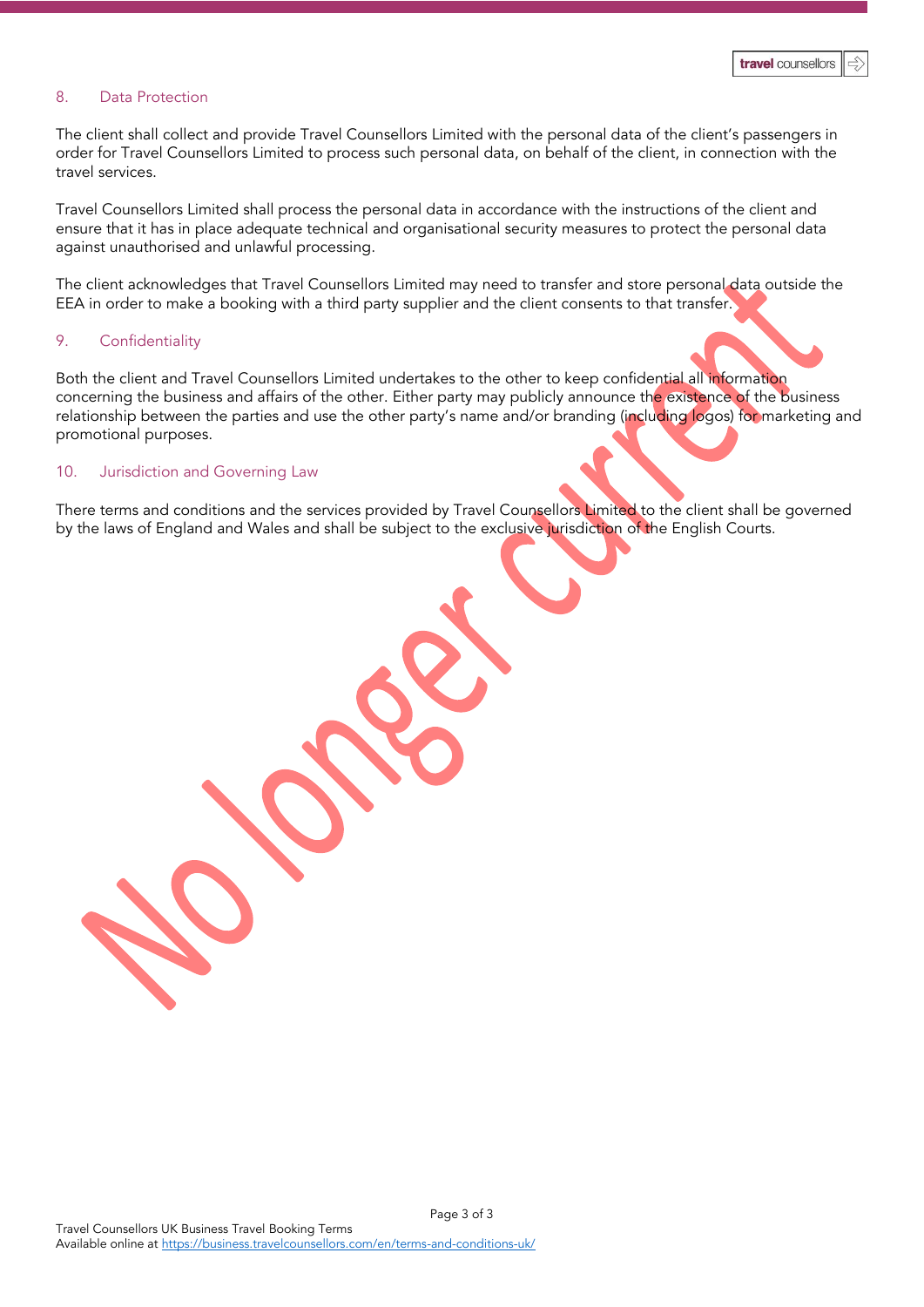## 8. Data Protection

The client shall collect and provide Travel Counsellors Limited with the personal data of the client's passengers in order for Travel Counsellors Limited to process such personal data, on behalf of the client, in connection with the travel services.

Travel Counsellors Limited shall process the personal data in accordance with the instructions of the client and ensure that it has in place adequate technical and organisational security measures to protect the personal data against unauthorised and unlawful processing.

The client acknowledges that Travel Counsellors Limited may need to transfer and store personal data outside the EEA in order to make a booking with a third party supplier and the client consents to that transfer.

## 9. Confidentiality

Both the client and Travel Counsellors Limited undertakes to the other to keep confidential all information concerning the business and affairs of the other. Either party may publicly announce the existence of the business relationship between the parties and use the other party's name and/or branding (including logos) for marketing and promotional purposes.

## 10. Jurisdiction and Governing Law

There terms and conditions and the services provided by Travel Counsellors Limited to the client shall be governed by the laws of England and Wales and shall be subject to the exclusive jurisdiction of the English Courts.

No longer current

Travel Counsellors UK Business Travel Booking Terms
Available online at https://business.travelcounsellors.com/en/terms-and-conditions-uk/